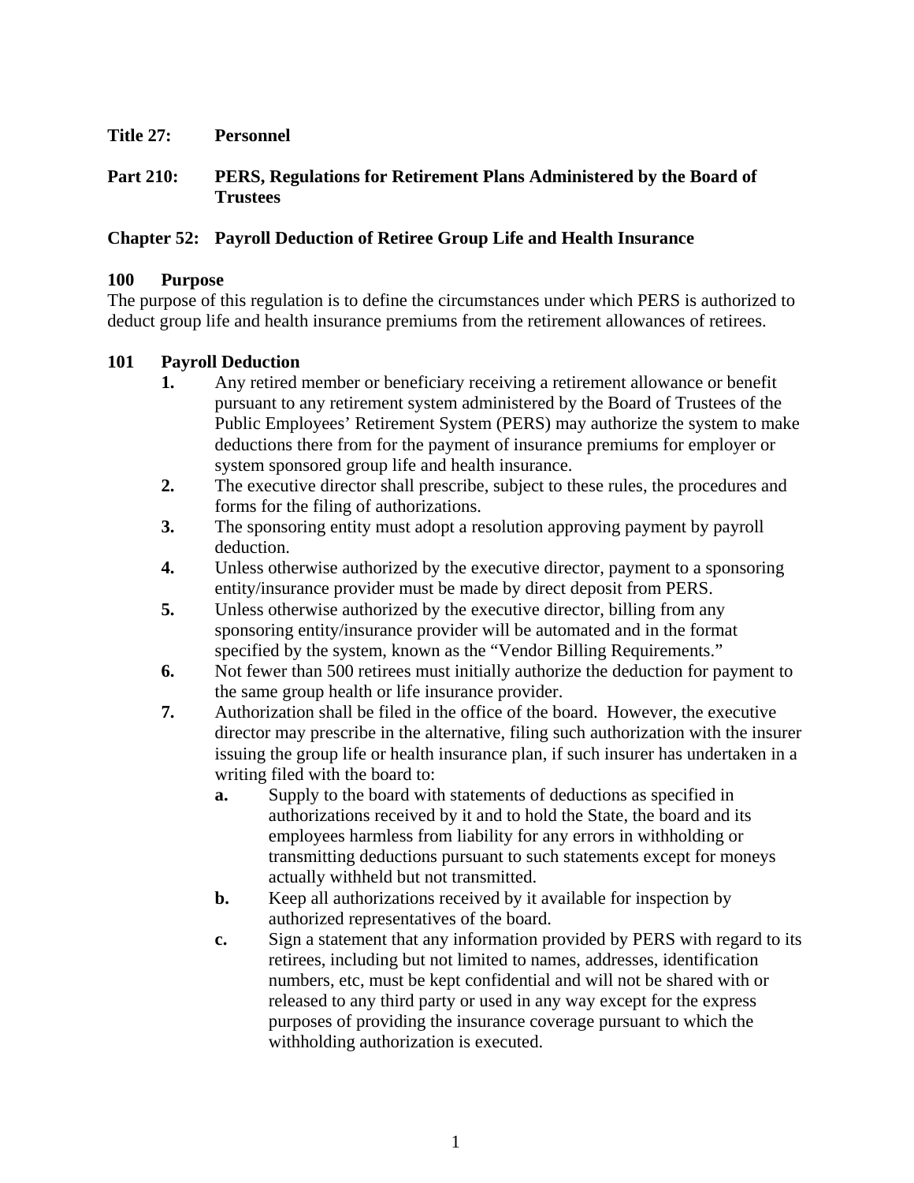**Title 27: Personnel**

**Part 210: PERS, Regulations for Retirement Plans Administered by the Board of Trustees**

**Chapter 52: Payroll Deduction of Retiree Group Life and Health Insurance**

**100 Purpose**

The purpose of this regulation is to define the circumstances under which PERS is authorized to deduct group life and health insurance premiums from the retirement allowances of retirees.

**101 Payroll Deduction**

1. Any retired member or beneficiary receiving a retirement allowance or benefit pursuant to any retirement system administered by the Board of Trustees of the Public Employees' Retirement System (PERS) may authorize the system to make deductions there from for the payment of insurance premiums for employer or system sponsored group life and health insurance.
2. The executive director shall prescribe, subject to these rules, the procedures and forms for the filing of authorizations.
3. The sponsoring entity must adopt a resolution approving payment by payroll deduction.
4. Unless otherwise authorized by the executive director, payment to a sponsoring entity/insurance provider must be made by direct deposit from PERS.
5. Unless otherwise authorized by the executive director, billing from any sponsoring entity/insurance provider will be automated and in the format specified by the system, known as the "Vendor Billing Requirements."
6. Not fewer than 500 retirees must initially authorize the deduction for payment to the same group health or life insurance provider.
7. Authorization shall be filed in the office of the board. However, the executive director may prescribe in the alternative, filing such authorization with the insurer issuing the group life or health insurance plan, if such insurer has undertaken in a writing filed with the board to:
   a. Supply to the board with statements of deductions as specified in authorizations received by it and to hold the State, the board and its employees harmless from liability for any errors in withholding or transmitting deductions pursuant to such statements except for moneys actually withheld but not transmitted.
   b. Keep all authorizations received by it available for inspection by authorized representatives of the board.
   c. Sign a statement that any information provided by PERS with regard to its retirees, including but not limited to names, addresses, identification numbers, etc, must be kept confidential and will not be shared with or released to any third party or used in any way except for the express purposes of providing the insurance coverage pursuant to which the withholding authorization is executed.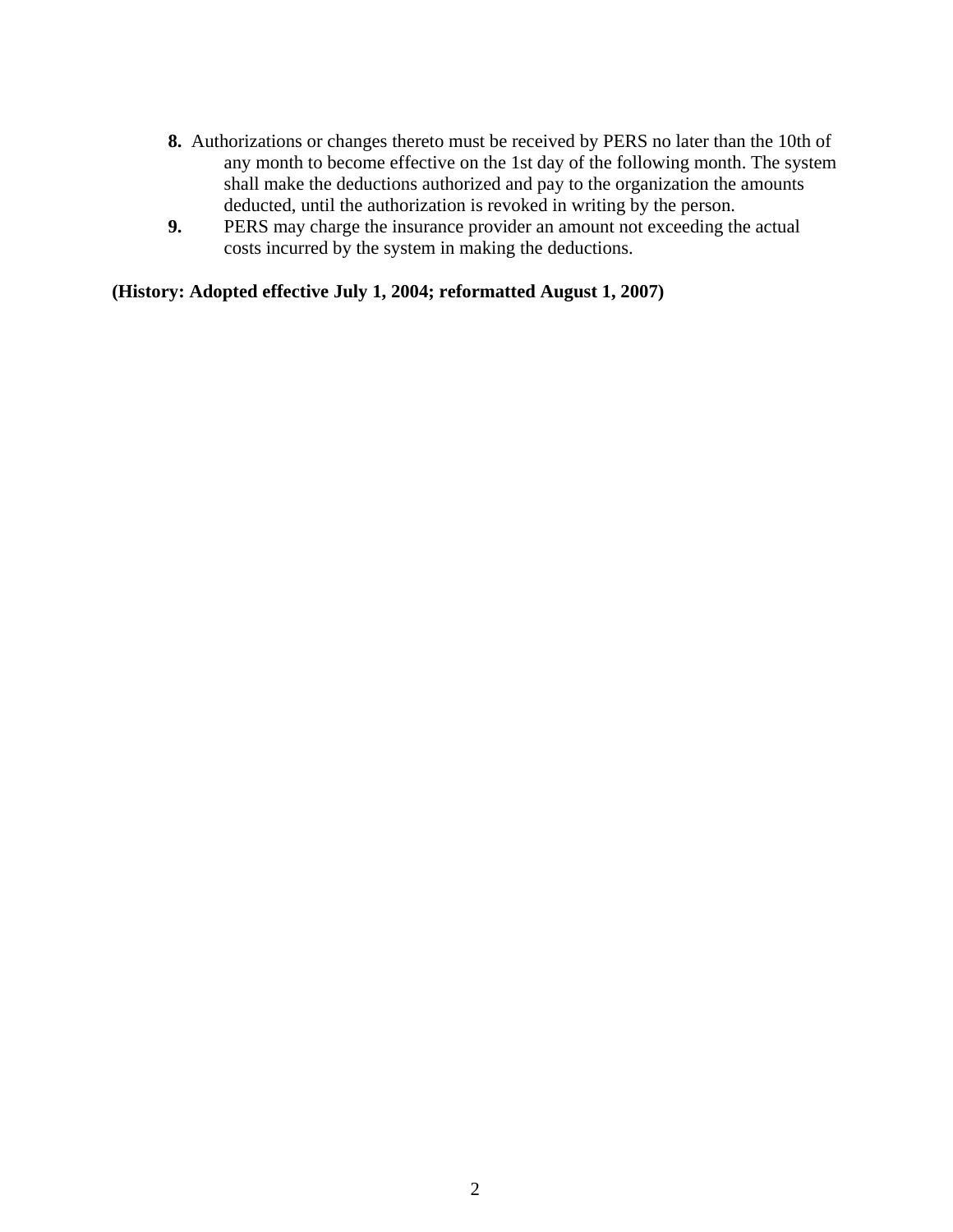**8.** Authorizations or changes thereto must be received by PERS no later than the 10th of any month to become effective on the 1st day of the following month. The system shall make the deductions authorized and pay to the organization the amounts deducted, until the authorization is revoked in writing by the person.

**9.** PERS may charge the insurance provider an amount not exceeding the actual costs incurred by the system in making the deductions.

**(History: Adopted effective July 1, 2004; reformatted August 1, 2007)**